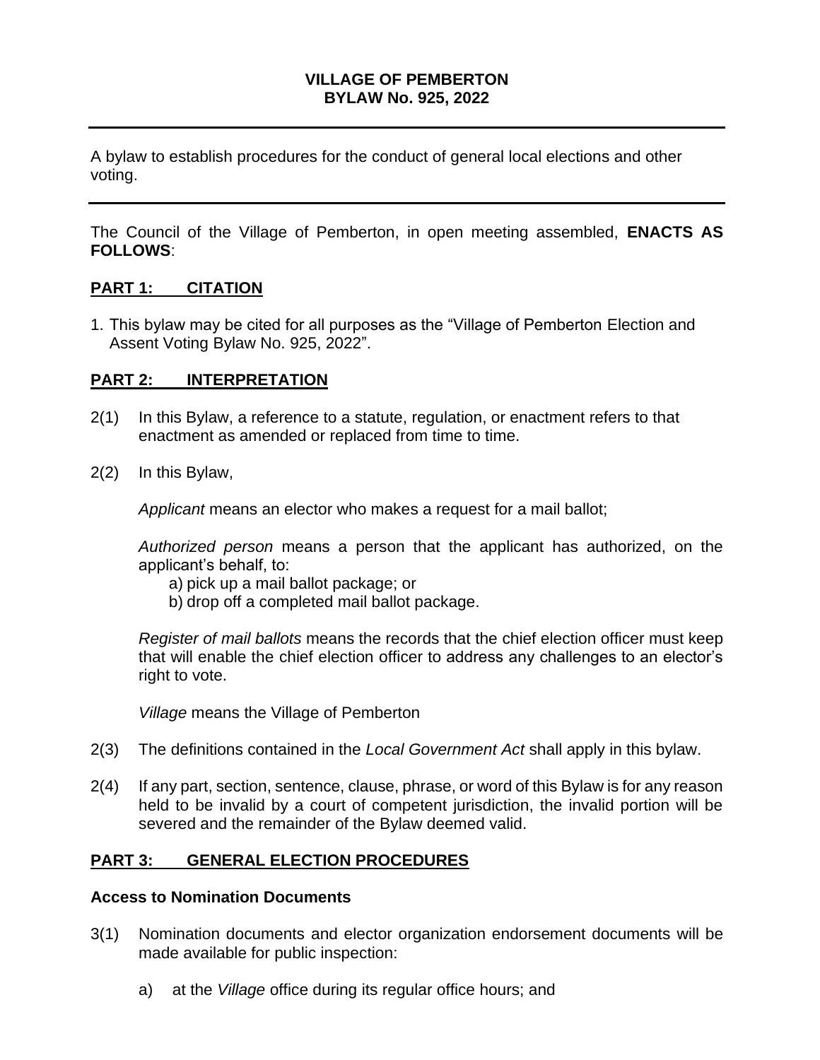# VILLAGE OF PEMBERTON
# BYLAW No. 925, 2022

---

A bylaw to establish procedures for the conduct of general local elections and other voting.

---

The Council of the Village of Pemberton, in open meeting assembled, **ENACTS AS FOLLOWS**:

## PART 1: CITATION

1. This bylaw may be cited for all purposes as the "Village of Pemberton Election and Assent Voting Bylaw No. 925, 2022".

## PART 2: INTERPRETATION

2(1) In this Bylaw, a reference to a statute, regulation, or enactment refers to that enactment as amended or replaced from time to time.

2(2) In this Bylaw,

*Applicant* means an elector who makes a request for a mail ballot;

*Authorized person* means a person that the applicant has authorized, on the applicant's behalf, to:

a) pick up a mail ballot package; or
b) drop off a completed mail ballot package.

*Register of mail ballots* means the records that the chief election officer must keep that will enable the chief election officer to address any challenges to an elector's right to vote.

*Village* means the Village of Pemberton

2(3) The definitions contained in the *Local Government Act* shall apply in this bylaw.

2(4) If any part, section, sentence, clause, phrase, or word of this Bylaw is for any reason held to be invalid by a court of competent jurisdiction, the invalid portion will be severed and the remainder of the Bylaw deemed valid.

## PART 3: GENERAL ELECTION PROCEDURES

### Access to Nomination Documents

3(1) Nomination documents and elector organization endorsement documents will be made available for public inspection:

a) at the *Village* office during its regular office hours; and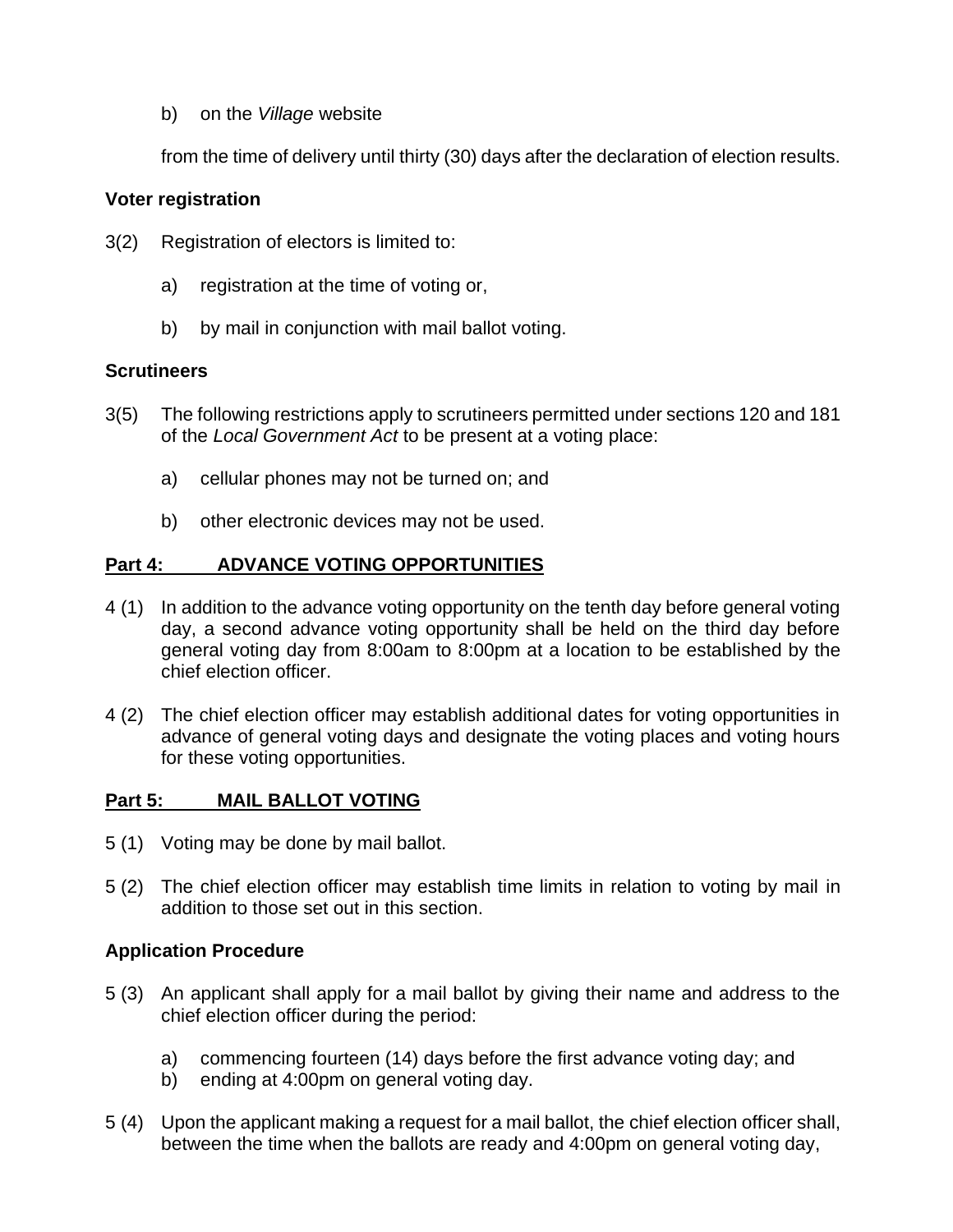b) on the *Village* website

from the time of delivery until thirty (30) days after the declaration of election results.

**Voter registration**

3(2) Registration of electors is limited to:

a) registration at the time of voting or,

b) by mail in conjunction with mail ballot voting.

**Scrutineers**

3(5) The following restrictions apply to scrutineers permitted under sections 120 and 181 of the *Local Government Act* to be present at a voting place:

a) cellular phones may not be turned on; and

b) other electronic devices may not be used.

## Part 4: ADVANCE VOTING OPPORTUNITIES

4 (1) In addition to the advance voting opportunity on the tenth day before general voting day, a second advance voting opportunity shall be held on the third day before general voting day from 8:00am to 8:00pm at a location to be established by the chief election officer.

4 (2) The chief election officer may establish additional dates for voting opportunities in advance of general voting days and designate the voting places and voting hours for these voting opportunities.

## Part 5: MAIL BALLOT VOTING

5 (1) Voting may be done by mail ballot.

5 (2) The chief election officer may establish time limits in relation to voting by mail in addition to those set out in this section.

**Application Procedure**

5 (3) An applicant shall apply for a mail ballot by giving their name and address to the chief election officer during the period:

a) commencing fourteen (14) days before the first advance voting day; and
b) ending at 4:00pm on general voting day.

5 (4) Upon the applicant making a request for a mail ballot, the chief election officer shall, between the time when the ballots are ready and 4:00pm on general voting day,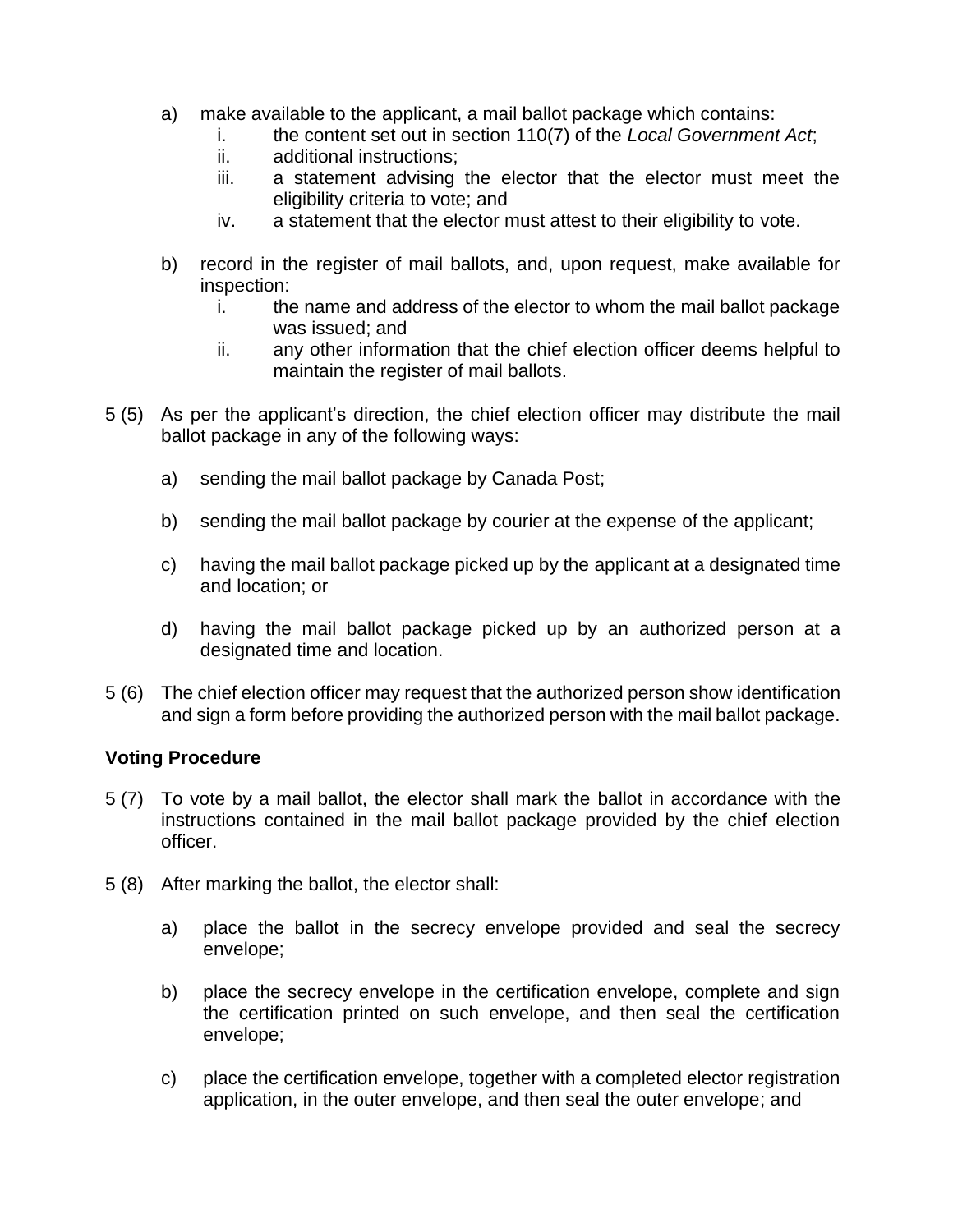a) make available to the applicant, a mail ballot package which contains:
   i. the content set out in section 110(7) of the *Local Government Act*;
   ii. additional instructions;
   iii. a statement advising the elector that the elector must meet the eligibility criteria to vote; and
   iv. a statement that the elector must attest to their eligibility to vote.

b) record in the register of mail ballots, and, upon request, make available for inspection:
   i. the name and address of the elector to whom the mail ballot package was issued; and
   ii. any other information that the chief election officer deems helpful to maintain the register of mail ballots.

5 (5) As per the applicant's direction, the chief election officer may distribute the mail ballot package in any of the following ways:

a) sending the mail ballot package by Canada Post;

b) sending the mail ballot package by courier at the expense of the applicant;

c) having the mail ballot package picked up by the applicant at a designated time and location; or

d) having the mail ballot package picked up by an authorized person at a designated time and location.

5 (6) The chief election officer may request that the authorized person show identification and sign a form before providing the authorized person with the mail ballot package.

**Voting Procedure**

5 (7) To vote by a mail ballot, the elector shall mark the ballot in accordance with the instructions contained in the mail ballot package provided by the chief election officer.

5 (8) After marking the ballot, the elector shall:

a) place the ballot in the secrecy envelope provided and seal the secrecy envelope;

b) place the secrecy envelope in the certification envelope, complete and sign the certification printed on such envelope, and then seal the certification envelope;

c) place the certification envelope, together with a completed elector registration application, in the outer envelope, and then seal the outer envelope; and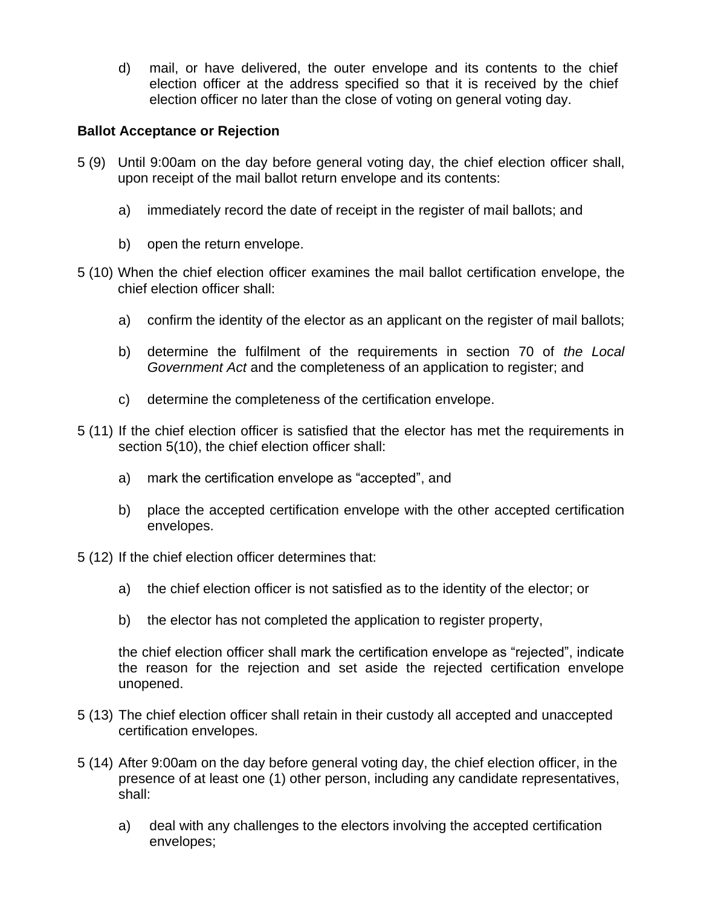d) mail, or have delivered, the outer envelope and its contents to the chief election officer at the address specified so that it is received by the chief election officer no later than the close of voting on general voting day.

**Ballot Acceptance or Rejection**

5 (9) Until 9:00am on the day before general voting day, the chief election officer shall, upon receipt of the mail ballot return envelope and its contents:

a) immediately record the date of receipt in the register of mail ballots; and

b) open the return envelope.

5 (10) When the chief election officer examines the mail ballot certification envelope, the chief election officer shall:

a) confirm the identity of the elector as an applicant on the register of mail ballots;

b) determine the fulfilment of the requirements in section 70 of *the Local Government Act* and the completeness of an application to register; and

c) determine the completeness of the certification envelope.

5 (11) If the chief election officer is satisfied that the elector has met the requirements in section 5(10), the chief election officer shall:

a) mark the certification envelope as "accepted", and

b) place the accepted certification envelope with the other accepted certification envelopes.

5 (12) If the chief election officer determines that:

a) the chief election officer is not satisfied as to the identity of the elector; or

b) the elector has not completed the application to register property,

the chief election officer shall mark the certification envelope as "rejected", indicate the reason for the rejection and set aside the rejected certification envelope unopened.

5 (13) The chief election officer shall retain in their custody all accepted and unaccepted certification envelopes.

5 (14) After 9:00am on the day before general voting day, the chief election officer, in the presence of at least one (1) other person, including any candidate representatives, shall:

a) deal with any challenges to the electors involving the accepted certification envelopes;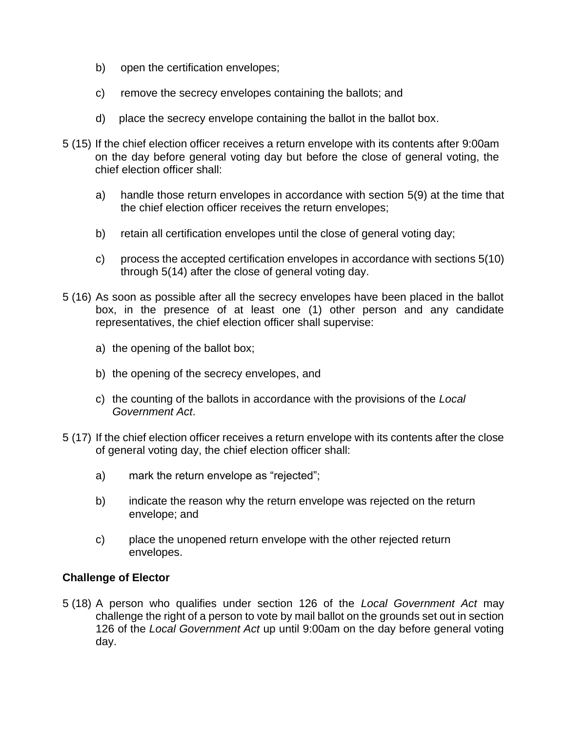b) open the certification envelopes;

c) remove the secrecy envelopes containing the ballots; and

d) place the secrecy envelope containing the ballot in the ballot box.

5 (15) If the chief election officer receives a return envelope with its contents after 9:00am on the day before general voting day but before the close of general voting, the chief election officer shall:

a) handle those return envelopes in accordance with section 5(9) at the time that the chief election officer receives the return envelopes;

b) retain all certification envelopes until the close of general voting day;

c) process the accepted certification envelopes in accordance with sections 5(10) through 5(14) after the close of general voting day.

5 (16) As soon as possible after all the secrecy envelopes have been placed in the ballot box, in the presence of at least one (1) other person and any candidate representatives, the chief election officer shall supervise:

a) the opening of the ballot box;

b) the opening of the secrecy envelopes, and

c) the counting of the ballots in accordance with the provisions of the *Local Government Act*.

5 (17) If the chief election officer receives a return envelope with its contents after the close of general voting day, the chief election officer shall:

a) mark the return envelope as "rejected";

b) indicate the reason why the return envelope was rejected on the return envelope; and

c) place the unopened return envelope with the other rejected return envelopes.

**Challenge of Elector**

5 (18) A person who qualifies under section 126 of the *Local Government Act* may challenge the right of a person to vote by mail ballot on the grounds set out in section 126 of the *Local Government Act* up until 9:00am on the day before general voting day.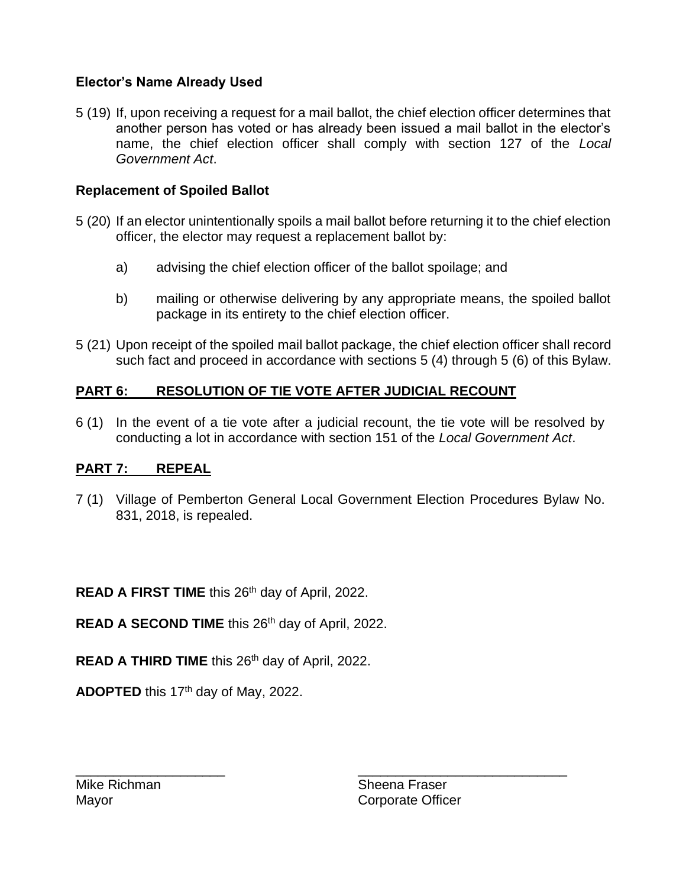**Elector's Name Already Used**

5 (19) If, upon receiving a request for a mail ballot, the chief election officer determines that another person has voted or has already been issued a mail ballot in the elector's name, the chief election officer shall comply with section 127 of the *Local Government Act*.

**Replacement of Spoiled Ballot**

5 (20) If an elector unintentionally spoils a mail ballot before returning it to the chief election officer, the elector may request a replacement ballot by:

a) advising the chief election officer of the ballot spoilage; and

b) mailing or otherwise delivering by any appropriate means, the spoiled ballot package in its entirety to the chief election officer.

5 (21) Upon receipt of the spoiled mail ballot package, the chief election officer shall record such fact and proceed in accordance with sections 5 (4) through 5 (6) of this Bylaw.

## PART 6: RESOLUTION OF TIE VOTE AFTER JUDICIAL RECOUNT

6 (1) In the event of a tie vote after a judicial recount, the tie vote will be resolved by conducting a lot in accordance with section 151 of the *Local Government Act*.

## PART 7: REPEAL

7 (1) Village of Pemberton General Local Government Election Procedures Bylaw No. 831, 2018, is repealed.

**READ A FIRST TIME** this 26th day of April, 2022.

**READ A SECOND TIME** this 26th day of April, 2022.

**READ A THIRD TIME** this 26th day of April, 2022.

**ADOPTED** this 17th day of May, 2022.

_____________________
Mike Richman
Mayor

_____________________________
Sheena Fraser
Corporate Officer